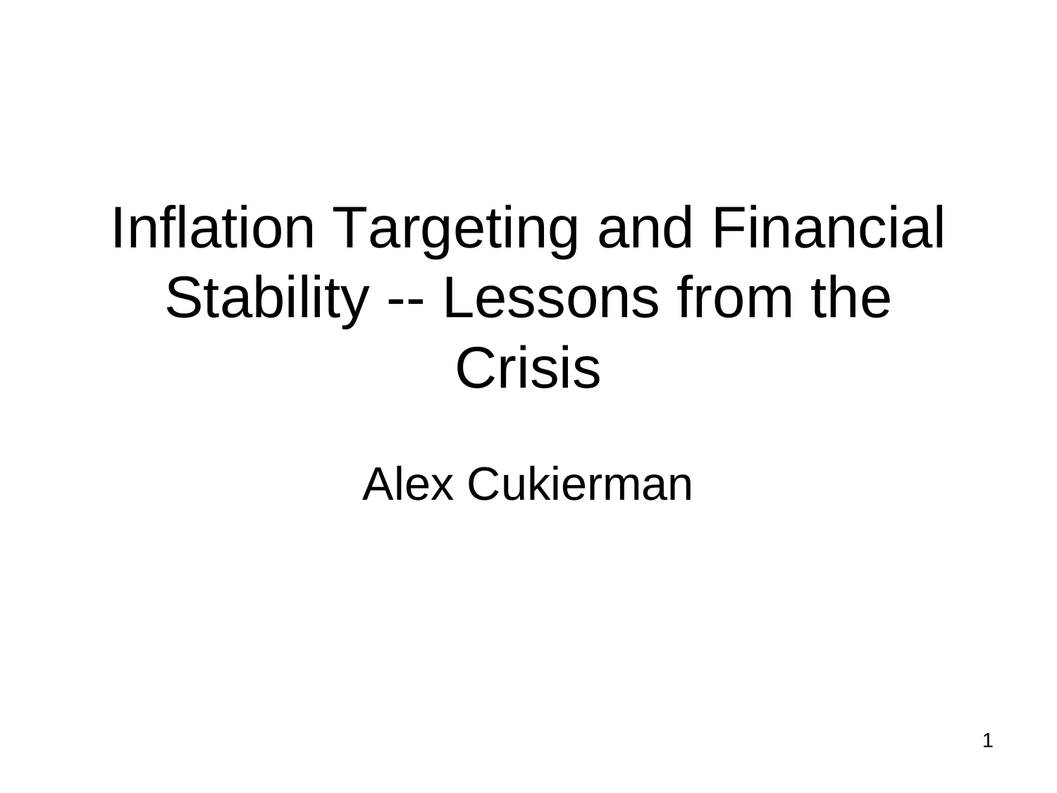# Inflation Targeting and Financial Stability -- Lessons from the Crisis

Alex Cukierman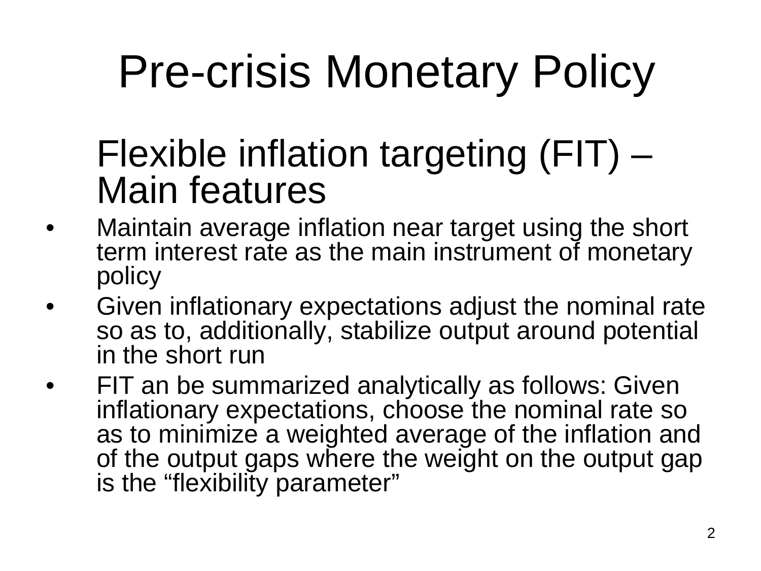# Pre-crisis Monetary Policy

## Flexible inflation targeting (FIT) – Main features

- Maintain average inflation near target using the short term interest rate as the main instrument of monetary policy
- Given inflationary expectations adjust the nominal rate so as to, additionally, stabilize output around potential in the short run
- FIT an be summarized analytically as follows: Given inflationary expectations, choose the nominal rate so as to minimize a weighted average of the inflation and of the output gaps where the weight on the output gap is the “flexibility parameter”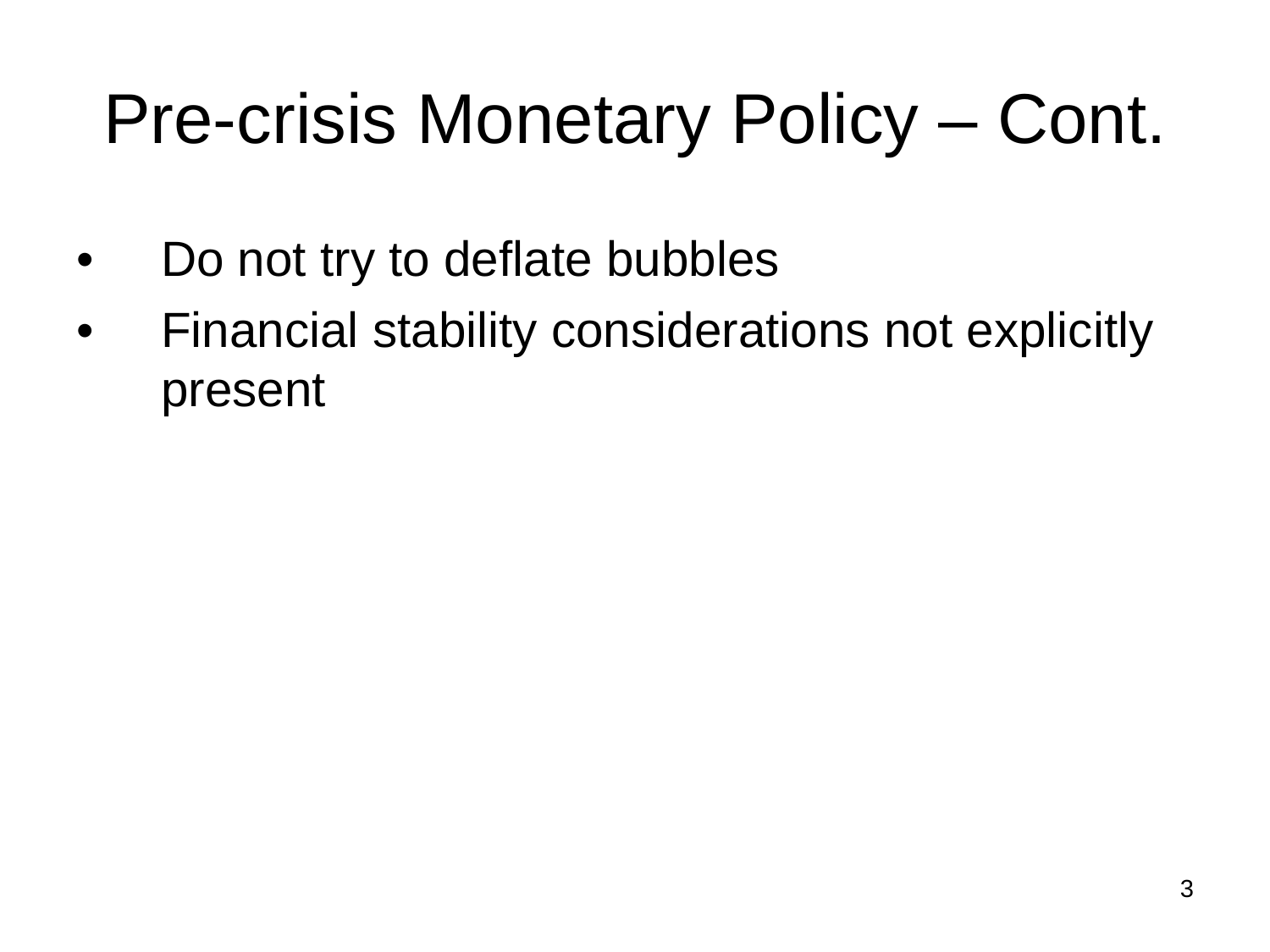# Pre-crisis Monetary Policy – Cont.

- Do not try to deflate bubbles
- Financial stability considerations not explicitly present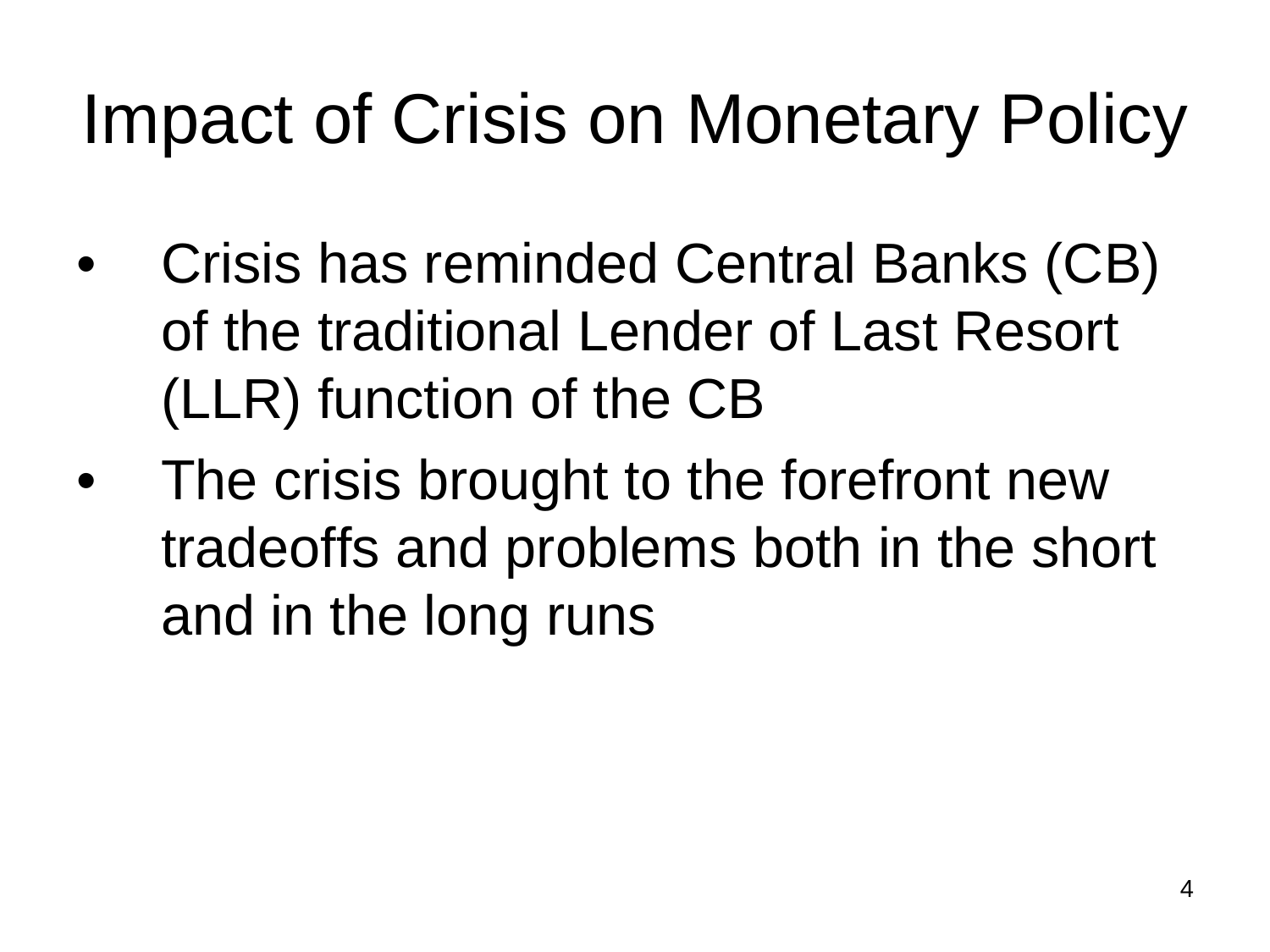# Impact of Crisis on Monetary Policy

- Crisis has reminded Central Banks (CB) of the traditional Lender of Last Resort (LLR) function of the CB
- The crisis brought to the forefront new tradeoffs and problems both in the short and in the long runs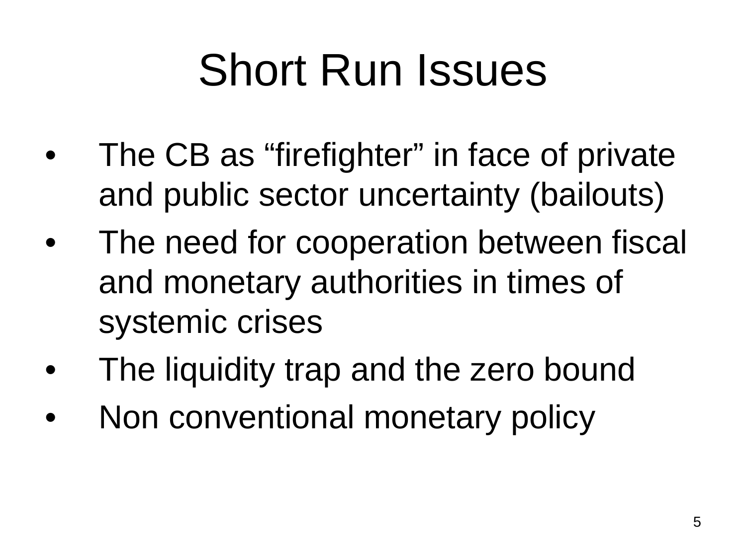# Short Run Issues

- The CB as “firefighter” in face of private and public sector uncertainty (bailouts)
- The need for cooperation between fiscal and monetary authorities in times of systemic crises
- The liquidity trap and the zero bound
- Non conventional monetary policy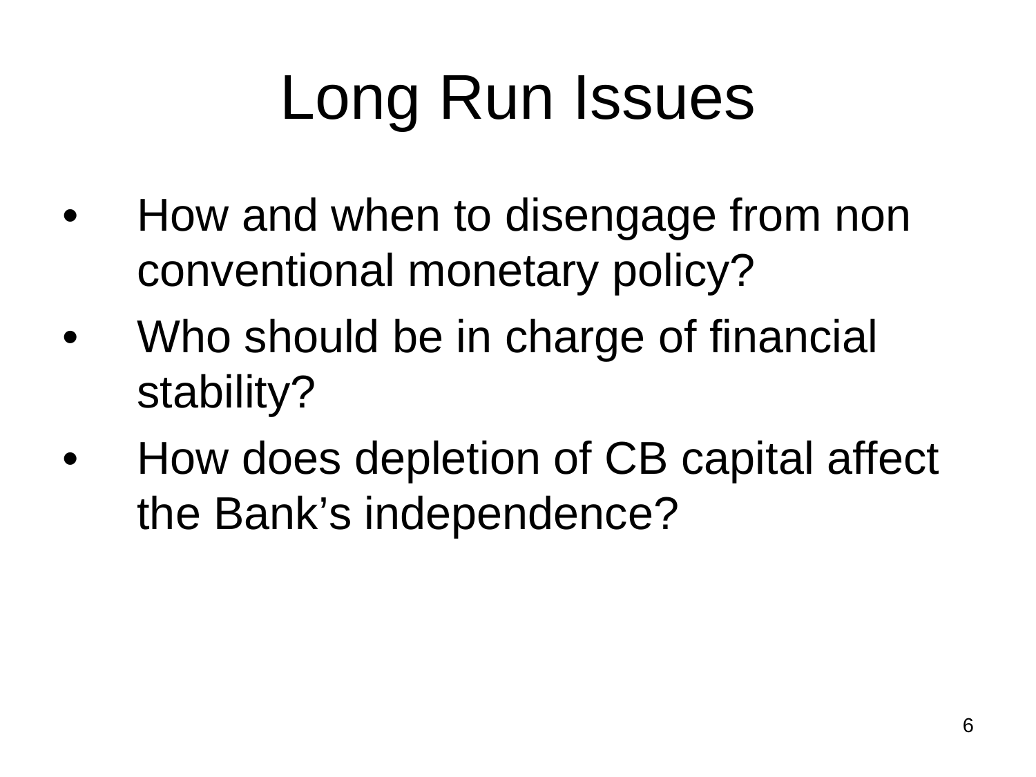# Long Run Issues

- How and when to disengage from non conventional monetary policy?
- Who should be in charge of financial stability?
- How does depletion of CB capital affect the Bank’s independence?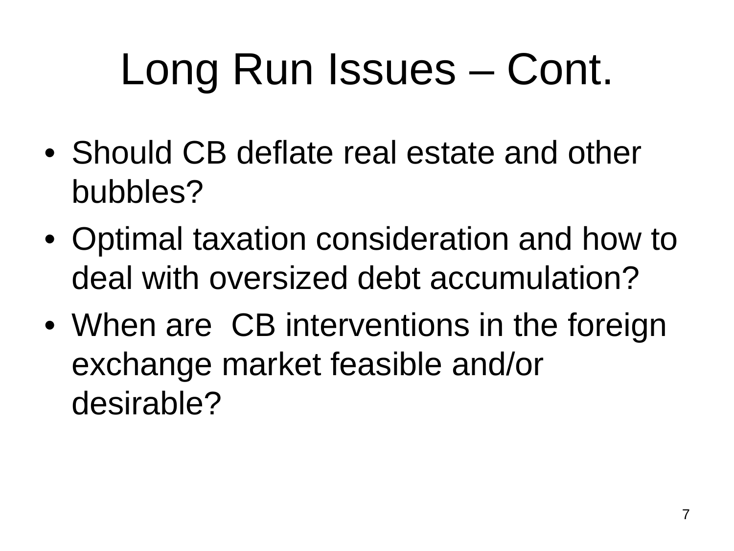# Long Run Issues – Cont.

- Should CB deflate real estate and other bubbles?
- Optimal taxation consideration and how to deal with oversized debt accumulation?
- When are CB interventions in the foreign exchange market feasible and/or desirable?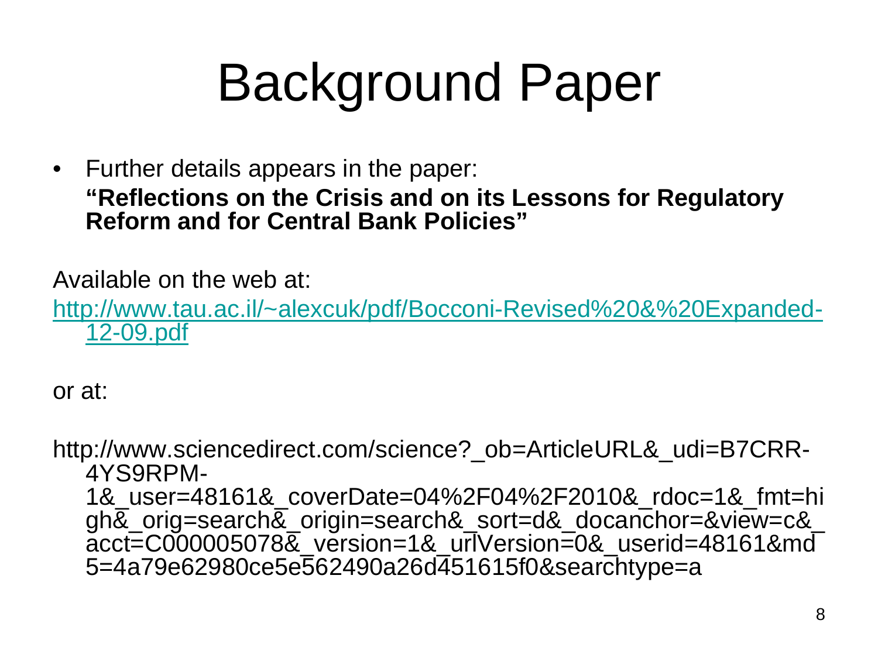# Background Paper

- Further details appears in the paper:
  **“Reflections on the Crisis and on its Lessons for Regulatory Reform and for Central Bank Policies”**

Available on the web at:

http://www.tau.ac.il/~alexcuk/pdf/Bocconi-Revised%20&%20Expanded-12-09.pdf

or at:

http://www.sciencedirect.com/science?_ob=ArticleURL&_udi=B7CRR-4YS9RPM-1&_user=48161&_coverDate=04%2F04%2F2010&_rdoc=1&_fmt=high&_orig=search&_origin=search&_sort=d&_docanchor=&view=c&_acct=C000005078&_version=1&_urlVersion=0&_userid=48161&md5=4a79e62980ce5e562490a26d451615f0&searchtype=a